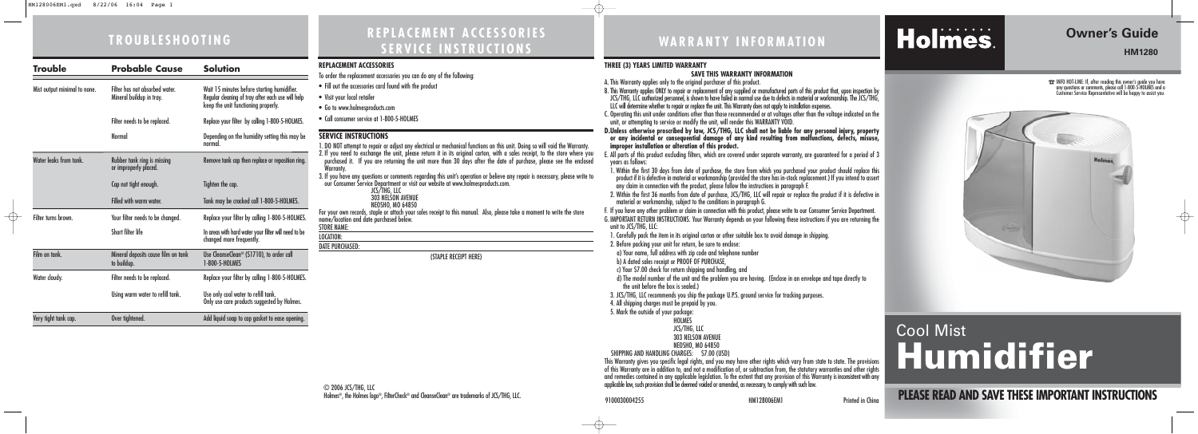# TROUBLESHOOTING

| Trouble | Probable Cause | Solution |
|---|---|---|
| Mist output minimal to none. | Filter has not absorbed water. Mineral buildup in tray. | Wait 15 minutes before starting humidifier. Regular cleaning of tray after each use will help keep the unit functioning properly. |
| | Filter needs to be replaced. | Replace your filter by calling 1-800-5-HOLMES. |
| | Normal | Depending on the humidity setting this may be normal. |
| Water leaks from tank. | Rubber tank ring is missing or improperly placed. | Remove tank cap then replace or reposition ring. |
| | Cap not tight enough. | Tighten the cap. |
| | Filled with warm water. | Tank may be cracked call 1-800-5-HOLMES. |
| Filter turns brown. | Your filter needs to be changed. | Replace your filter by calling 1-800-5-HOLMES. |
| | Short filter life | In areas with hard water your filter will need to be changed more frequently. |
| Film on tank. | Mineral deposits cause film on tank to buildup. | Use CleanseClean® (S1710), to order call 1-800-5-HOLMES |
| Water cloudy. | Filter needs to be replaced. | Replace your filter by calling 1-800-5-HOLMES. |
| | Using warm water to refill tank. | Use only cool water to refill tank. Only use care products suggested by Holmes. |
| Very tight tank cap. | Over tightened. | Add liquid soap to cap gasket to ease opening. |

# REPLACEMENT ACCESSORIES SERVICE INSTRUCTIONS

## REPLACEMENT ACCESSORIES

To order the replacement accessories you can do any of the following:

- Fill out the accessories card found with the product
- Visit your local retailer
- Go to www.holmesproducts.com
- Call consumer service at 1-800-5-HOLMES

## SERVICE INSTRUCTIONS

1. DO NOT attempt to repair or adjust any electrical or mechanical functions on this unit. Doing so will void the Warranty.
2. If you need to exchange the unit, please return it in its original carton, with a sales receipt, to the store where you purchased it. If you are returning the unit more than 30 days after the date of purchase, please see the enclosed Warranty.
3. If you have any questions or comments regarding this unit's operation or believe any repair is necessary, please write to our Consumer Service Department or visit our website at www.holmesproducts.com.

JCS/THG, LLC
303 NELSON AVENUE
NEOSHO, MO 64850

For your own records, staple or attach your sales receipt to this manual. Also, please take a moment to write the store name/location and date purchased below.

STORE NAME:

LOCATION:

DATE PURCHASED:

(STAPLE RECEIPT HERE)

© 2006 JCS/THG, LLC
Holmes®, the Holmes logo®, FilterCheck® and CleanseClean® are trademarks of JCS/THG, LLC.

# WARRANTY INFORMATION

## THREE (3) YEARS LIMITED WARRANTY

**SAVE THIS WARRANTY INFORMATION**

A. This Warranty applies only to the original purchaser of this product.

B. This Warranty applies ONLY to repair or replacement of any supplied or manufactured parts of this product that, upon inspection by JCS/THG, LLC authorized personnel, is shown to have failed in normal use due to defects in material or workmanship. The JCS/THG, LLC will determine whether to repair or replace the unit. This Warranty does not apply to installation expenses.

C. Operating this unit under conditions other than those recommended or at voltages other than the voltage indicated on the unit, or attempting to service or modify the unit, will render this WARRANTY VOID.

**D. Unless otherwise proscribed by law, JCS/THG, LLC shall not be liable for any personal injury, property or any incidental or consequential damage of any kind resulting from malfunctions, defects, misuse, improper installation or alteration of this product.**

E. All parts of this product excluding filters, which are covered under separate warranty, are guaranteed for a period of 3 years as follows:

1. Within the first 30 days from date of purchase, the store from which you purchased your product should replace this product if it is defective in material or workmanship (provided the store has in-stock replacement.) If you intend to assert any claim in connection with the product, please follow the instructions in paragraph F.
2. Within the first 36 months from date of purchase, JCS/THG, LLC will repair or replace the product if it is defective in material or workmanship, subject to the conditions in paragraph G.

F. If you have any other problem or claim in connection with this product, please write to our Consumer Service Department.

G. IMPORTANT RETURN INSTRUCTIONS. Your Warranty depends on your following these instructions if you are returning the unit to JCS/THG, LLC:

1. Carefully pack the item in its original carton or other suitable box to avoid damage in shipping.
2. Before packing your unit for return, be sure to enclose:
   a) Your name, full address with zip code and telephone number
   b) A dated sales receipt or PROOF OF PURCHASE,
   c) Your $7.00 check for return shipping and handling, and
   d) The model number of the unit and the problem you are having. (Enclose in an envelope and tape directly to the unit before the box is sealed.)
3. JCS/THG, LLC recommends you ship the package U.P.S. ground service for tracking purposes.
4. All shipping charges must be prepaid by you.
5. Mark the outside of your package:

HOLMES
JCS/THG, LLC
303 NELSON AVENUE
NEOSHO, MO 64850

SHIPPING AND HANDLING CHARGES: $7.00 (USD)

This Warranty gives you specific legal rights, and you may have other rights which vary from state to state. The provisions of this Warranty are in addition to, and not a modification of, or subtraction from, the statutory warranties and other rights and remedies contained in any applicable legislation. To the extent that any provision of this Warranty is inconsistent with any applicable law, such provision shall be deemed voided or amended, as necessary, to comply with such law.

9100030004255 HM128006EM1 Printed in China

# Holmes.

## Owner's Guide

**HM1280**

☎ INFO HOT-LINE: If, after reading this owner's guide you have any questions or comments, please call 1-800-5-HOLMES and a Customer Service Representative will be happy to assist you.

# Cool Mist Humidifier

**PLEASE READ AND SAVE THESE IMPORTANT INSTRUCTIONS**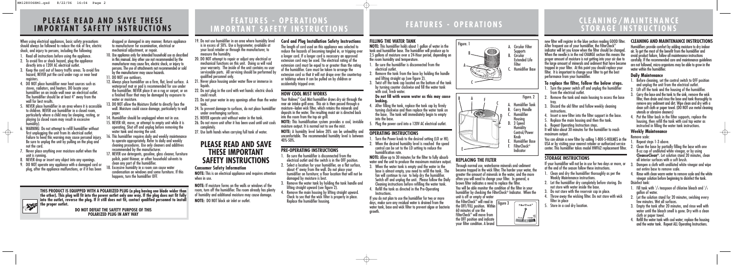# PLEASE READ AND SAVE THESE IMPORTANT SAFETY INSTRUCTIONS

When using electrical appliances, basic safety precautions should always be followed to reduce the risk of fire, electric shock, and injury to persons, including the following:

1. Read all instructions before using the appliance.
2. To avoid fire or shock hazard, plug the appliance directly into a 120V AC electrical outlet.
3. Keep the cord out of heavy traffic areas. To avoid fire hazard, NEVER put the cord under rugs or near heat registers.
4. DO NOT place humidifier near heat sources such as stoves, radiators, and heaters. DO locate your humidifier on an inside wall near an electrical outlet. The humidifier should be at least 4" away from the wall for best results.
5. NEVER place humidifier in an area where it is accessible to children. NEVER use humidifier in a closed room, particularly where a child may be sleeping, resting, or playing (a closed room may result in excessive humidity).
6. WARNING: Do not attempt to refill humidifier without first unplugging the unit from its electrical outlet. Failure to heed this warning may cause personal injury. Be sure to unplug the unit by pulling on the plug and not the cord.
7. Never place anything over moisture outlet when the unit is running.
8. NEVER drop or insert any object into any openings.
9. DO NOT operate any appliance with a damaged cord or plug, after the appliance malfunctions, or if it has been dropped or damaged in any manner. Return appliance to manufacturer for examination, electrical or mechanical adjustment, or repair.
10. Use appliance only for intended household use as described in this manual. Any other use not recommended by the manufacturer may cause fire, electric shock, or injury to persons. The use of attachments not recommended or sold by the manufacturer may cause hazards.
11. DO NOT use outdoors.
12. Always place humidifier on a firm, flat, level surface. A waterproof mat or pad is recommended for use under the humidifier. NEVER place it on a rug or carpet, or on a finished floor that may be damaged by exposure to water or moisture.
13. DO NOT allow the Moisture Outlet to directly face the wall. Moisture could cause damage, particularly to wall paper.
14. Humidifier should be unplugged when not in use.
15. NEVER tilt, move, or attempt to empty unit while it is operating. Shut off and unplug before removing the water tank and moving the unit.
16. This humidifier requires daily and weekly maintenance to operate appropriately. Refer to daily and weekly cleaning procedures. Use only cleaners and additives recommended by the manufacturer.
17. NEVER use detergents, gasoline, glass cleaner, furniture polish, paint thinner, or other household solvents to clean any part of the humidifier.
18. Excessive humidity in a room can cause water condensation on windows and some furniture. If this happens, turn the humidifier OFF.

**THIS PRODUCT IS EQUIPPED WITH A POLARIZED PLUG (a plug having one blade wider than the other). This plug will fit into the power outlet only one way. If the plug does not fit fully into the outlet, reverse the plug. If it still does not fit, contact qualified personnel to install the proper outlet.**

**DO NOT DEFEAT THE SAFETY PURPOSE OF THIS POLARIZED PLUG IN ANY WAY**

# FEATURES - OPERATIONS IMPORTANT SAFETY INSTRUCTIONS

19. Do not use humidifier in an area where humidity level is in excess of 50%. Use a hygrometer, available at your local retailer or through the manufacturer, to measure the humidity.
20. DO NOT attempt to repair or adjust any electrical or mechanical functions on this unit. Doing so will void your warranty. The inside of the unit contains no user serviceable parts. All servicing should be performed by qualified personnel only.
21. Never place housing under water flow or immerse in liquids.
22. Do not plug in the cord with wet hands: electric shock could result.
23. Do not pour water in any openings other than the water tank.
24. To prevent damage to surfaces, do not place humidifier under overhanging surfaces.
25. NEVER operate unit without water in the tank.
26. Do not move unit after it has been used until unit cools completely.
27. Use both hands when carrying full tank of water.

# PLEASE READ AND SAVE THESE IMPORTANT SAFETY INSTRUCTIONS

### Consumer Safety Information

**NOTE:** This is an electrical appliance and requires attention when in use.

**NOTE:** If moisture forms on the walls or windows of the room, turn off the humidifier. The room already has plenty of humidity and additional moisture may cause damage.

**NOTE:** DO NOT block air inlet or outlet.

### Cord and Plug Installation Safety Instructions

The length of cord used on this appliance was selected to reduce the hazards of becoming tangled in, or tripping over a longer cord. If a longer cord is necessary an approved extension cord may be used. The electrical rating of the extension cord must be equal to or greater than the rating of the humidifier. Care must be taken to arrange the extension cord so that it will not drape over the countertop or tabletop where it can be pulled on by children or accidentally tripped over.

### HOW COOL MIST WORKS

Your Holmes® Cool Mist humidifier draws dry air through the rear air intake grill area. This air is then passed through a moisture-laden wick filter, which retains the minerals and deposits in the water. The resulting moist air is directed back into the room from the top air grill.

**NOTE:** This humidification system provides a cool, invisible moisture output. It is normal not to see the mist.

**NOTE:** A humidity level below 20% can be unhealthy and uncomfortable. The recommended humidity level is between 40%-50%.

### PRE-OPERATING INSTRUCTIONS

1. Be sure the humidifier is disconnected from the electrical outlet and the switch is in the OFF position.
2. Select a location for your humidifier, on a flat surface, about 4" away from the wall. Do not place your humidifier on furniture; a floor location that will not be damaged by moisture is best.
3. Remove the water tank by holding the tank handle and lifting straight up upward (see Figure 2).
4. Remove the main housing by lifting straight upward. Check to see that the wick filter is properly in place. Replace the humidifier housing.

# FEATURES - OPERATIONS

### FILLING THE WATER TANK

**NOTE:** This humidifier holds about 1 gallon of water in the tank and humidifier base. The humidifier will produce up to 2.5 gallons of moisture over a 24-Hour period, depending on the room humidity and temperature.

1. Be sure the humidifier is disconnected from the electrical outlet.
2. Remove the tank from the base by holding the handle and lifting straight up (see Figure 2).
3. Twist off the tank cap located on the bottom of the tank by turning counter clockwise and fill the water tank with cool, fresh water.

   **Do not fill with warm water as this may cause leaking.**
4. After filling the tank, replace the tank cap by firmly turning clockwise and then replace the water tank on the base. The tank will immediately begin to empty into the base.
5. Plug the power cord into a 120V AC electrical outlet.

### OPERATING INSTRUCTIONS

1. Turn the Power knob to the desired setting (LO or HI).
2. When the desired humidity level is reached the speed control can be set to the LO setting to reduce the humidification rate.

**NOTE:** Allow up to 30 minutes for the filter to fully absorb water and the unit to produce the maximum moisture output.

3. When the water tank is empty and the water in the base is almost empty, you need to refill the tank. The fan will continue to run to help dry the humidifier. Switch off and unplug the unit. Please follow the Daily Cleaning instructions before refilling the water tank.
4. Refill the tank as directed in the Pre-Operating Instructions.

If you do not plan to use the humidifier for two or more days, make sure any residual water is drained from the water tank, base and wick filter to prevent algae or bacteria growth.

Figure 1

A. Circular Filter Supports
B. Circular Extended Life Filter
C. Humidifier Base

Figure 2

A. Humidifier Tank
B. Carry Handle
C. Humidifier Housing
D. 2-Speed Humidity Control/Power Knob
E. Humidifier Base
F. FilterCheck® Indicator

### REPLACING THE FILTER

Through normal use, waterborne minerals and sediment become trapped in the wick filter. The harder your water, the greater the amount of minerals in the water, and the more often you will need to change your filter. In general, a brown filter indicates a need to replace the filter.

You will be able monitor the condition of the filter in your humidifier by checking the FilterCheck® Indicator. When the unit is off or empty of water the FilterCheck® will read in the OFF/FILL position. Within 60 minutes of use the FilterCheck® will move from the OFF position and indicate your filter condition. A brand new filter will register in the blue section reading GOOD filter. After frequent use of your humidifier, the FilterCheck® indicator will let you know when the filter should be changed. When the needle is in the red CHANGE section this means the proper amount of moisture is not getting into your air due to the large amount of minerals and sediment that have become trapped in your filter. At this point you should replace your filter. It is important to change your filter to get the best performance from your humidifier.

Figure 3

FilterCheck®

Good

Change

Off

#### To replace the filter, follow the below steps.

1. Turn the power switch off and unplug the humidifier from the electrical outlet.
2. Remove the tank and main housing to access the base tray.
3. Discard the old filter and follow weekly cleaning instructions.
4. Insert a new filter into the filter support in the base.
5. Replace the main housing and then the tank.
6. Repeat Operating Instruction steps.

It will take about 30 minutes for the humidifier to reach maximum output.

You can obtain a new filter by calling 1-800-5-HOLMES in the USA or by visiting your nearest retailer or authorized service center. This humidifier takes model HWF62 replacement filter.

# CLEANING/MAINTENANCE STORAGE INSTRUCTIONS

### STORAGE INSTRUCTIONS

If your humidifier will not be in use for two days or more, or at the end of the season follow these instructions.

1. Clean and dry the humidifier thoroughly as per the Weekly Maintenance instructions.
2. Let the humidifier dry completely before storing. Do not store with water inside the base.
3. Do not store with the reservoir cap in place.
4. Throw away the wicking filter. Do not store with wick filter in place
5. Store in a cool dry location.

### CLEANING AND MAINTENANCE INSTRUCTIONS

Humidifiers provide comfort by adding moisture to dry indoor air. To get the most of the benefit from the humidifier and avoid product failure, follow all maintenance instructions carefully. If the recommended care and maintenance guidelines are not followed, micro-organisms may be able to grow in the water within the humidifier.

#### Daily Maintenance

1. Before cleaning, set the control switch to OFF position and unplug the unit from the electrical outlet.
2. Lift off the tank and the housing of the humidifier.
3. Carry the base and the tank to the sink, remove the wick filter, then drain and rinse the base and tank thoroughly to remove any sediment and dirt. Wipe clean and dry with a clean soft cloth or paper towel. (DO NOT use metal cleaning utensils or abrasive cleaners)
4. Put the filter back in the filter supports, replace the housing, then refill the tank with cool tap water as instructed in filling the water tank instructions.

#### Weekly Maintenance

Remove scale:

1. Repeat steps 1-3 above.
2. Clean the base by partially filling the base with one 8-oz cup of undiluted white vinegar, or by using **CleanseClean®**. Let solution stand 20 minutes, clean all interior surfaces with a soft brush.
3. Dampen a cloth with undiluted white vinegar and wipe out entire base to remove scale.
4. Rinse with clean warm water to remove scale and the white vinegar solution before beginning to disinfect the tank.

Disinfect tank:

1. Fill tank with 1/3 teaspoon of chlorine bleach and 1/4 gallon of water.
2. Let the solution stand for 20 minutes, swishing every few minutes. Wet all surfaces.
3. Empty the tank after 20 minutes, and rinse well with water until the bleach smell is gone. Dry with a clean cloth or paper towel.
4. Refill the water tank with cool water; replace the housing and the water tank. Repeat ALL Operating Instructions.